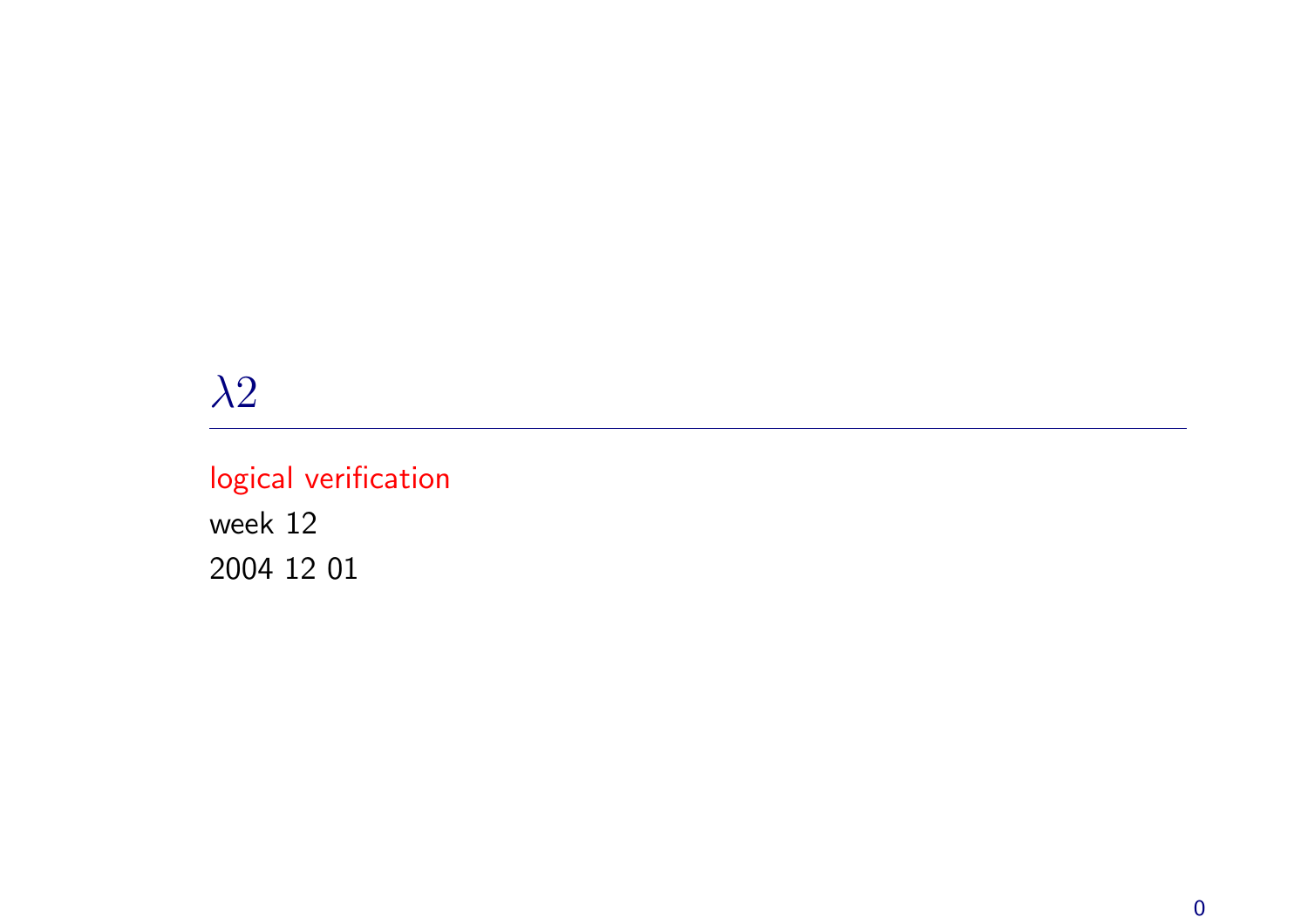# $\lambda 2$

logical verification
week 12
2004 12 01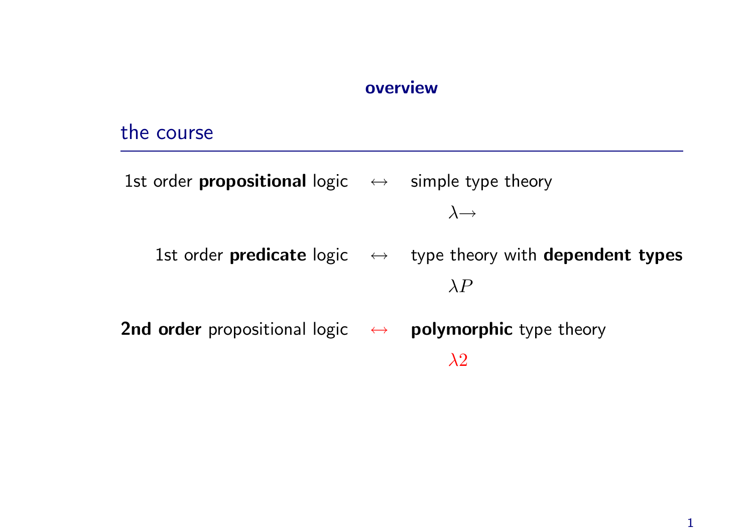# overview

## the course

| | | |
|---|---|---|
| 1st order **propositional** logic | $\leftrightarrow$ | simple type theory |
| | | $\lambda{\rightarrow}$ |
| 1st order **predicate** logic | $\leftrightarrow$ | type theory with **dependent types** |
| | | $\lambda P$ |
| **2nd order** propositional logic | $\leftrightarrow$ | **polymorphic** type theory |
| | | $\lambda 2$ |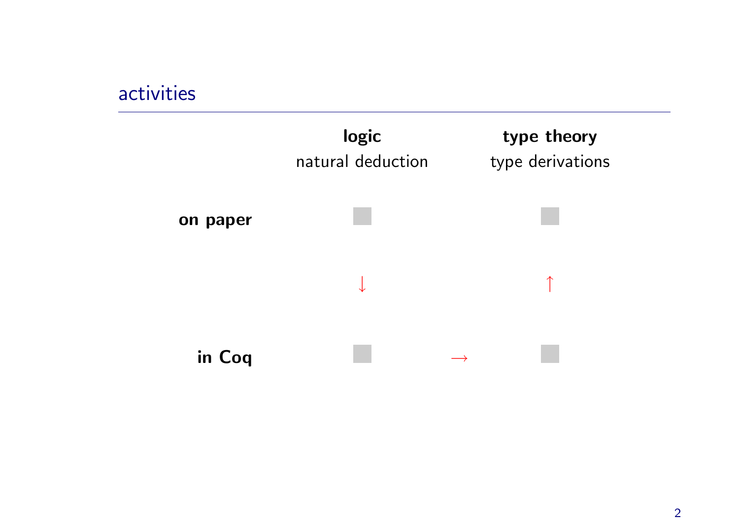## activities

| | **logic**<br>natural deduction | | **type theory**<br>type derivations |
|---|---|---|---|
| **on paper** | ■ | | ■ |
| | ↓ | | ↑ |
| **in Coq** | ■ | → | ■ |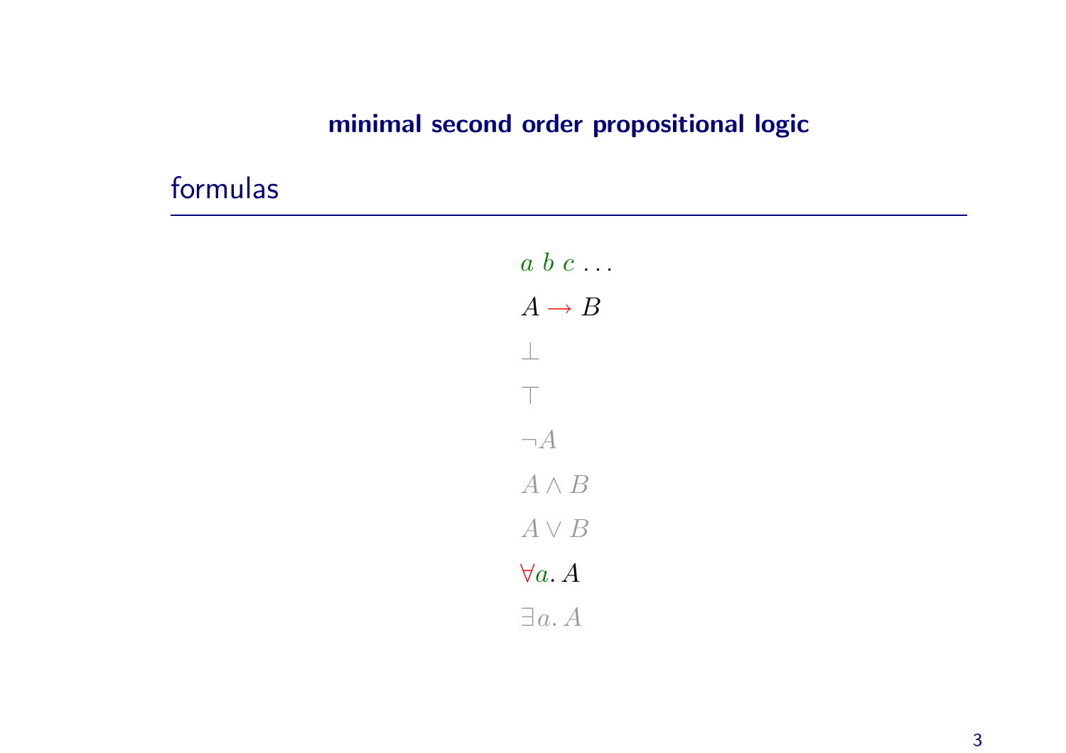# minimal second order propositional logic

## formulas

$a \; b \; c \; \ldots$

$A \rightarrow B$

$\bot$

$\top$

$\neg A$

$A \wedge B$

$A \vee B$

$\forall a.\, A$

$\exists a.\, A$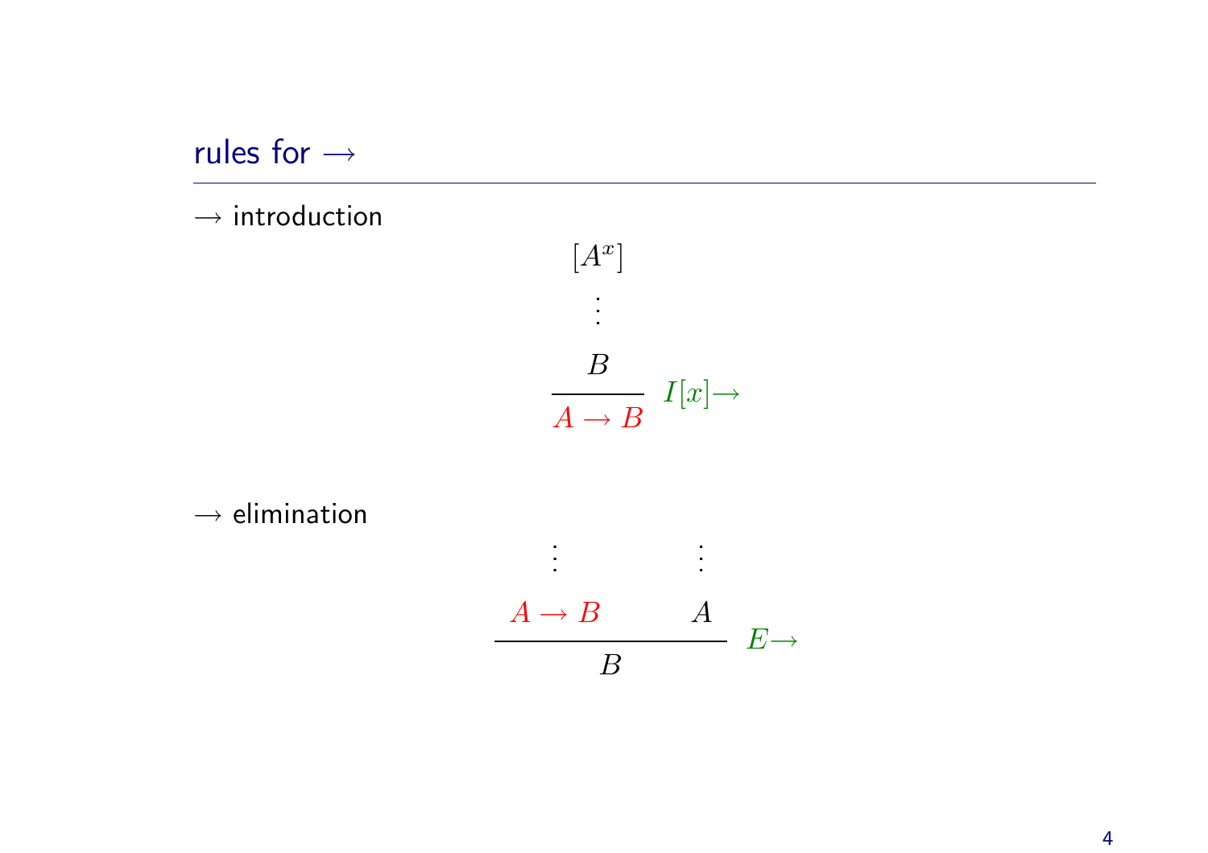## rules for $\rightarrow$

$\rightarrow$ introduction

$$
\dfrac{\begin{array}{c}[A^x] \\ \vdots \\ B\end{array}}{A \rightarrow B}\ I[x]{\rightarrow}
$$

$\rightarrow$ elimination

$$
\dfrac{\begin{array}{c}\vdots \\ A \rightarrow B\end{array} \qquad \begin{array}{c}\vdots \\ A\end{array}}{B}\ E{\rightarrow}
$$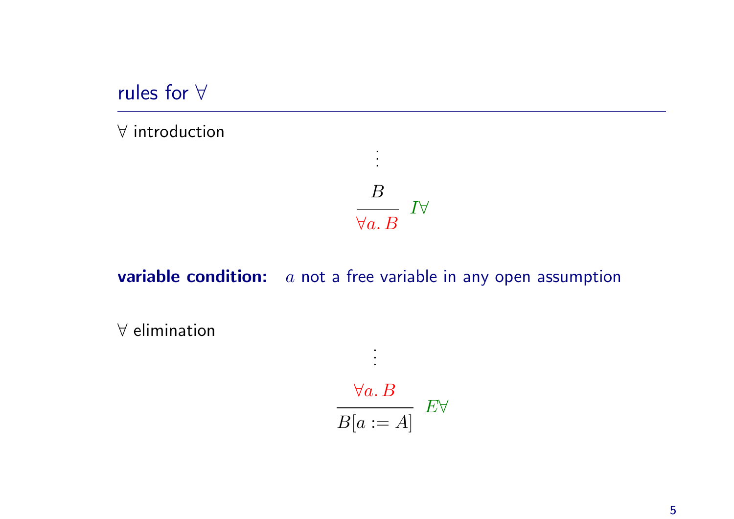## rules for $\forall$

$\forall$ introduction

$$\dfrac{\begin{array}{c}\vdots \\ B\end{array}}{\forall a.\, B}\; I\forall$$

**variable condition:** $a$ not a free variable in any open assumption

$\forall$ elimination

$$\dfrac{\begin{array}{c}\vdots \\ \forall a.\, B\end{array}}{B[a := A]}\; E\forall$$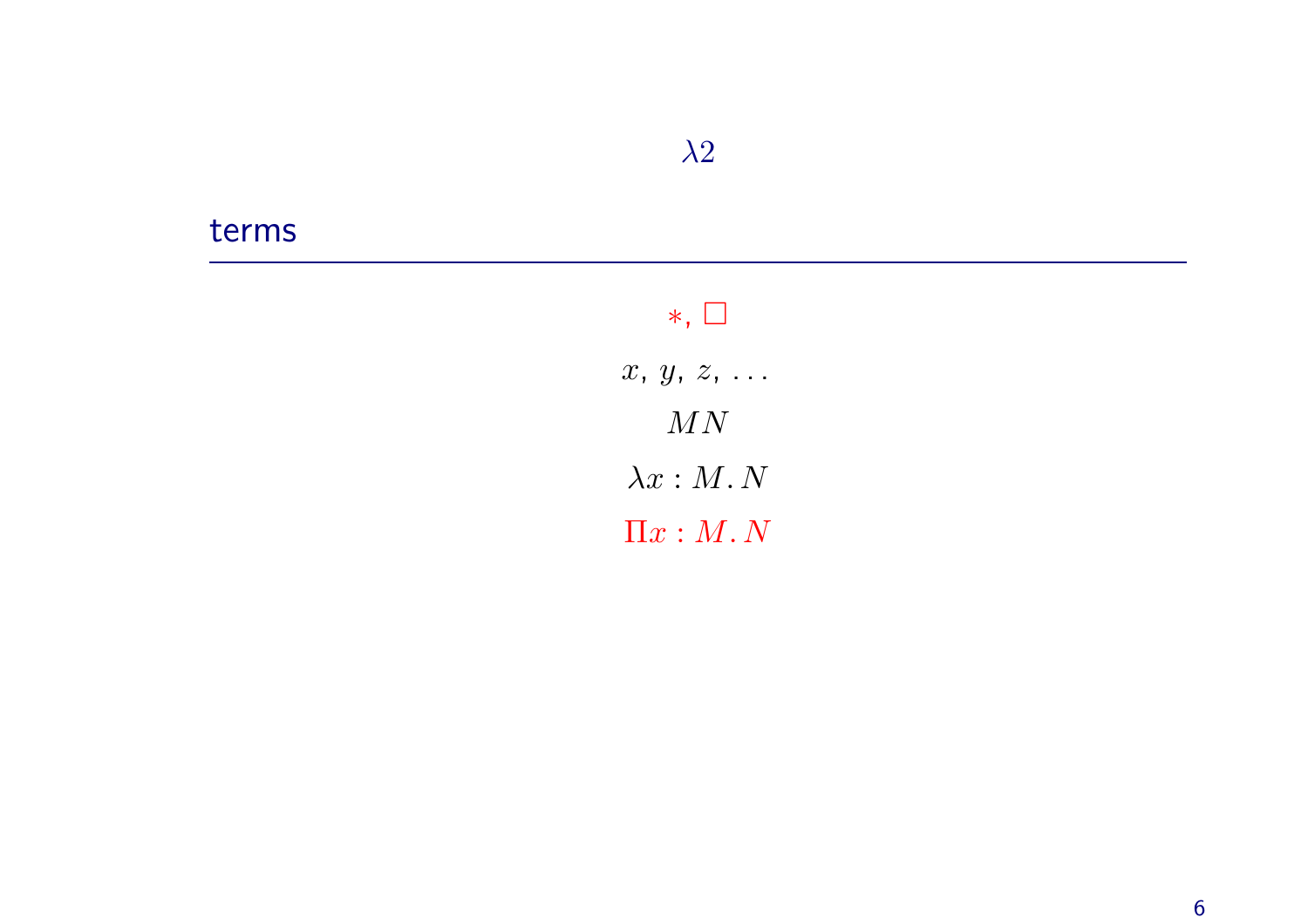# $\lambda 2$

## terms

$$*, \ \square$$

$$x, \ y, \ z, \ \ldots$$

$$MN$$

$$\lambda x : M.\, N$$

$$\Pi x : M.\, N$$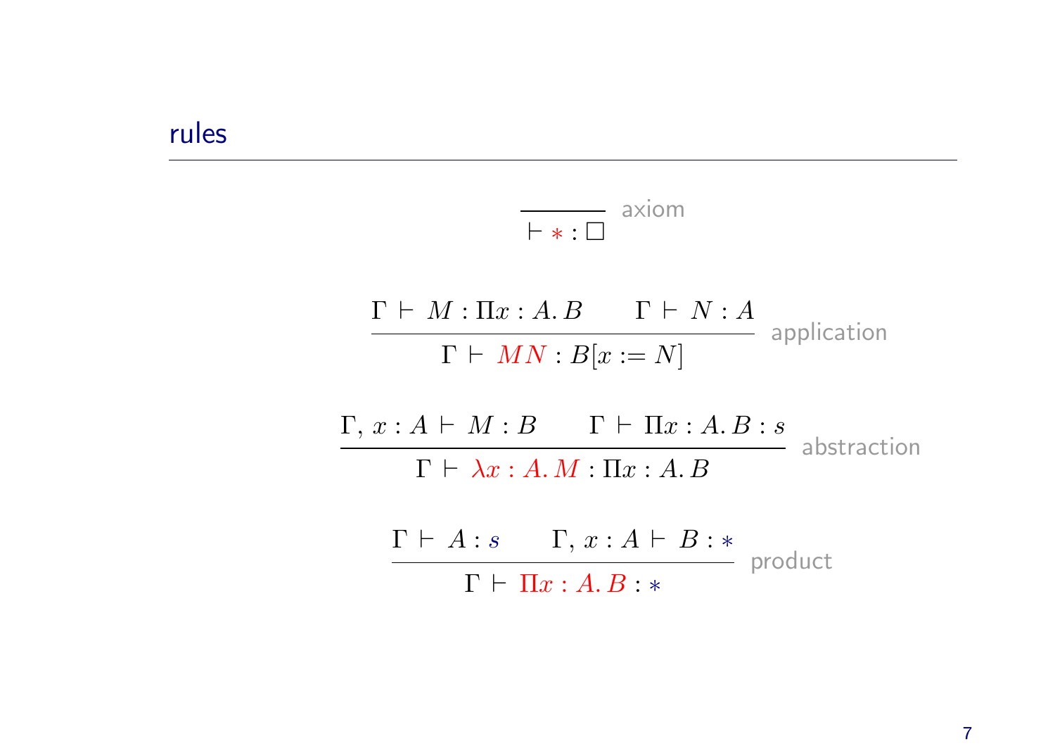## rules

$$\frac{}{\vdash * : \Box} \text{ axiom}$$

$$\frac{\Gamma \vdash M : \Pi x : A.\, B \qquad \Gamma \vdash N : A}{\Gamma \vdash MN : B[x := N]} \text{ application}$$

$$\frac{\Gamma, x : A \vdash M : B \qquad \Gamma \vdash \Pi x : A.\, B : s}{\Gamma \vdash \lambda x : A.\, M : \Pi x : A.\, B} \text{ abstraction}$$

$$\frac{\Gamma \vdash A : s \qquad \Gamma, x : A \vdash B : *}{\Gamma \vdash \Pi x : A.\, B : *} \text{ product}$$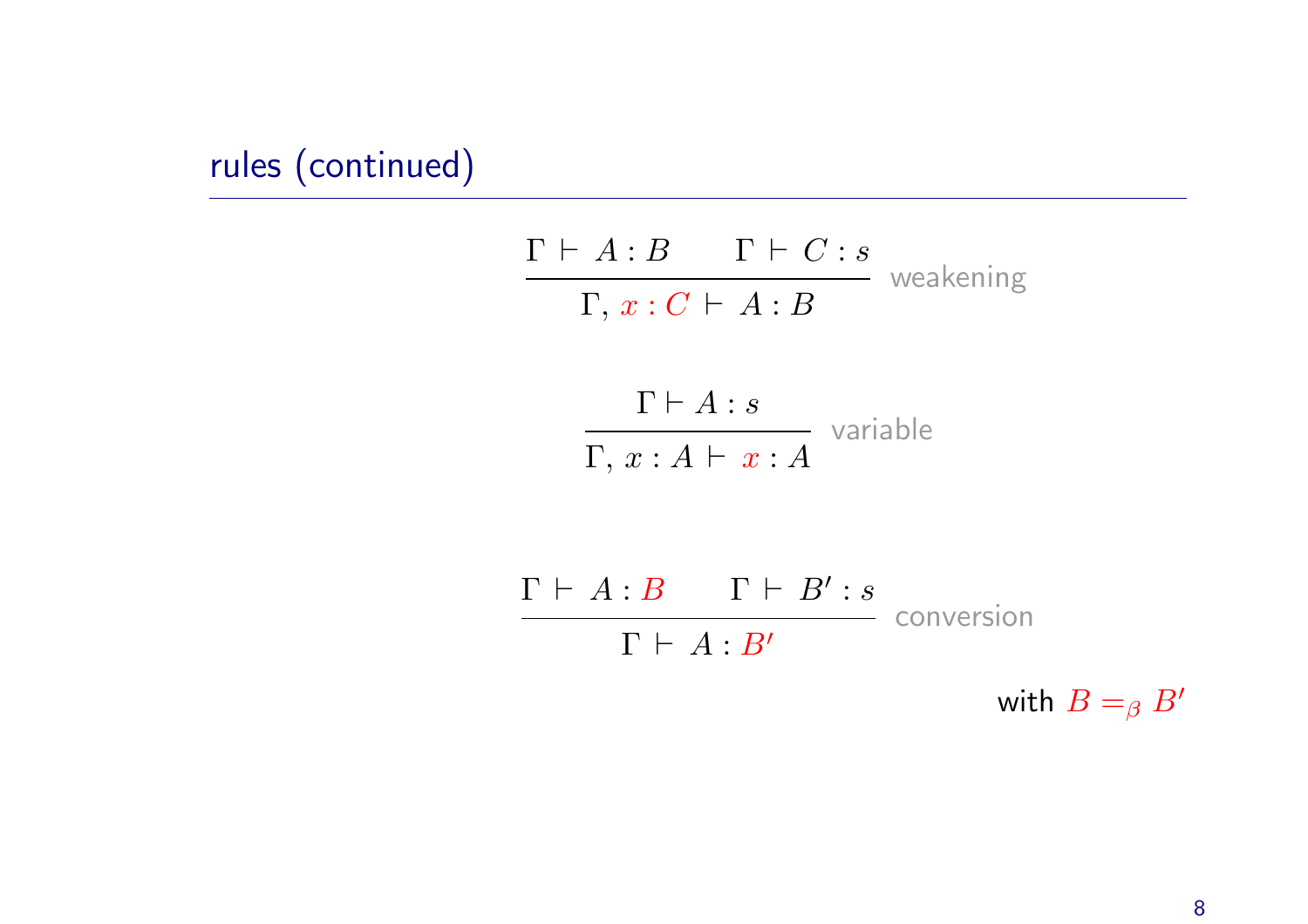## rules (continued)

$$\frac{\Gamma \vdash A : B \qquad \Gamma \vdash C : s}{\Gamma,\, x : C \vdash A : B} \text{ weakening}$$

$$\frac{\Gamma \vdash A : s}{\Gamma,\, x : A \vdash x : A} \text{ variable}$$

$$\frac{\Gamma \vdash A : B \qquad \Gamma \vdash B' : s}{\Gamma \vdash A : B'} \text{ conversion}$$

with $B =_\beta B'$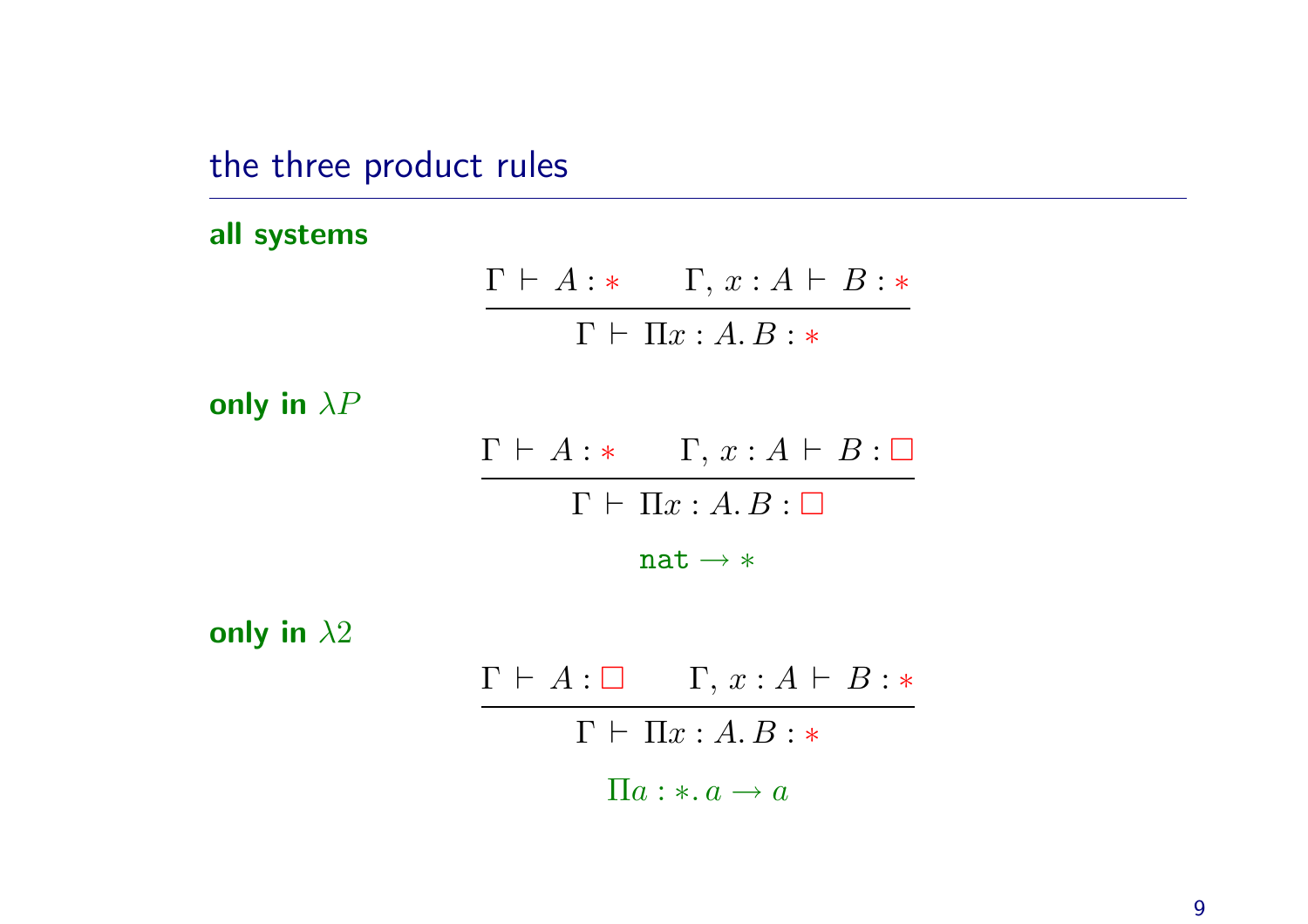## the three product rules

**all systems**

$$\frac{\Gamma \vdash A : * \qquad \Gamma,\, x : A \vdash B : *}{\Gamma \vdash \Pi x : A.\, B : *}$$

**only in $\lambda P$**

$$\frac{\Gamma \vdash A : * \qquad \Gamma,\, x : A \vdash B : \Box}{\Gamma \vdash \Pi x : A.\, B : \Box}$$

$$\texttt{nat} \to *$$

**only in $\lambda 2$**

$$\frac{\Gamma \vdash A : \Box \qquad \Gamma,\, x : A \vdash B : *}{\Gamma \vdash \Pi x : A.\, B : *}$$

$$\Pi a : *.\, a \to a$$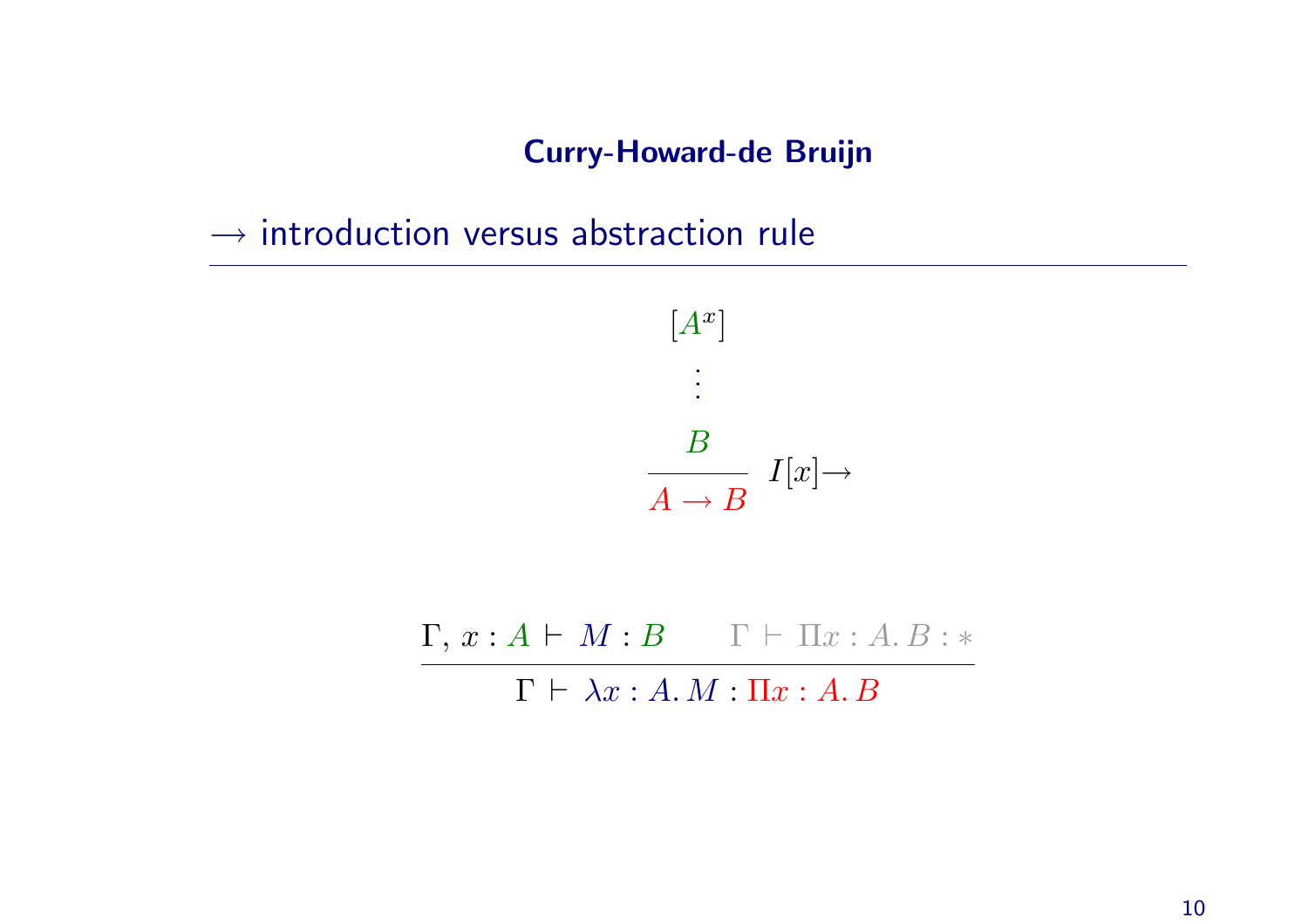# Curry-Howard-de Bruijn

## $\to$ introduction versus abstraction rule

$$\dfrac{\begin{matrix}[A^x] \\ \vdots \\ B\end{matrix}}{A \to B}\ I[x]{\to}$$

$$\dfrac{\Gamma,\, x : A \vdash M : B \qquad \Gamma \vdash \Pi x : A.\, B : *}{\Gamma \vdash \lambda x : A.\, M : \Pi x : A.\, B}$$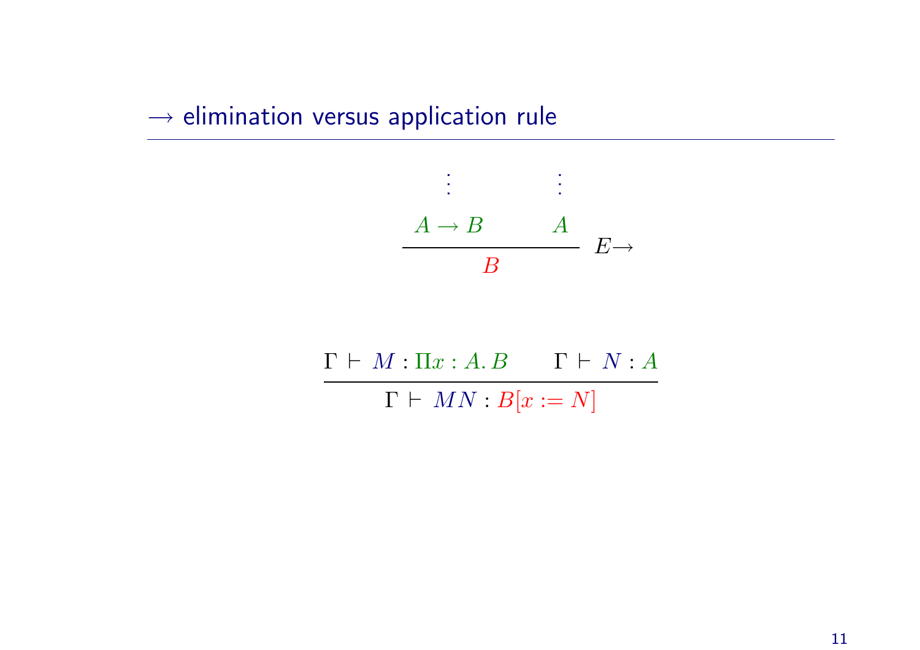# $\rightarrow$ elimination versus application rule

$$
\dfrac{\begin{array}{cc} \vdots & \vdots \\ A \rightarrow B & A \end{array}}{B}\ E{\rightarrow}
$$

$$
\dfrac{\Gamma \vdash M : \Pi x : A.\, B \qquad \Gamma \vdash N : A}{\Gamma \vdash MN : B[x := N]}
$$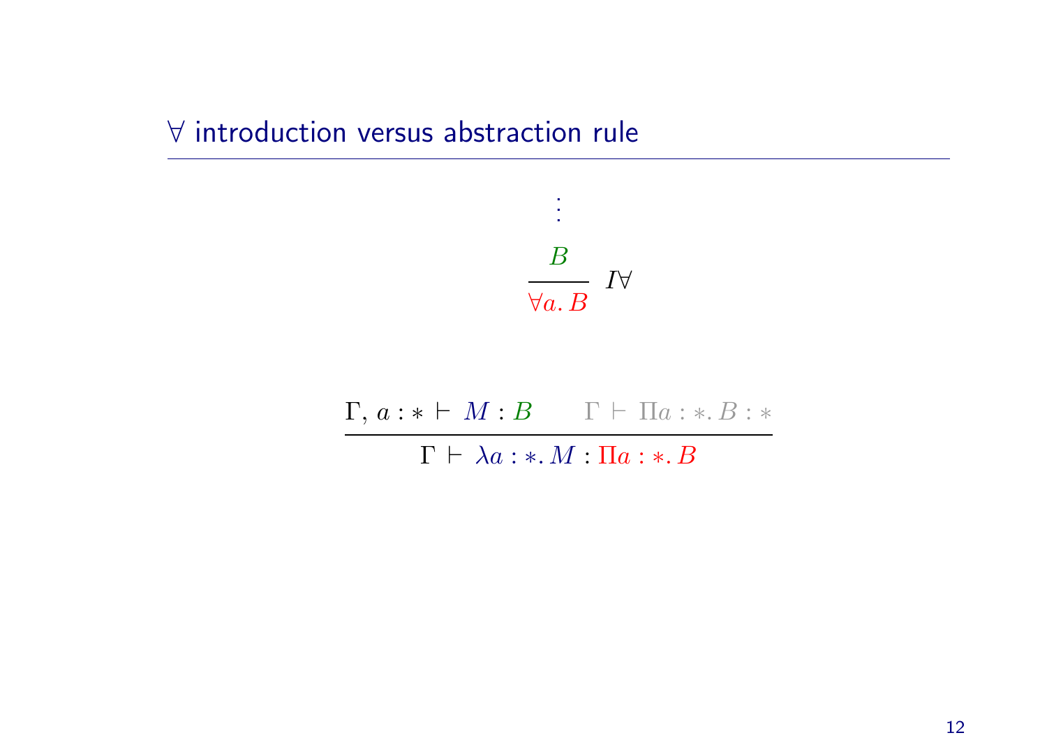# $\forall$ introduction versus abstraction rule

$$\dfrac{\begin{array}{c}\vdots \\ B\end{array}}{\forall a.\, B}\ I\forall$$

$$\dfrac{\Gamma,\, a : * \vdash M : B \qquad \Gamma \vdash \Pi a : *.\, B : *}{\Gamma \vdash \lambda a : *.\, M : \Pi a : *.\, B}$$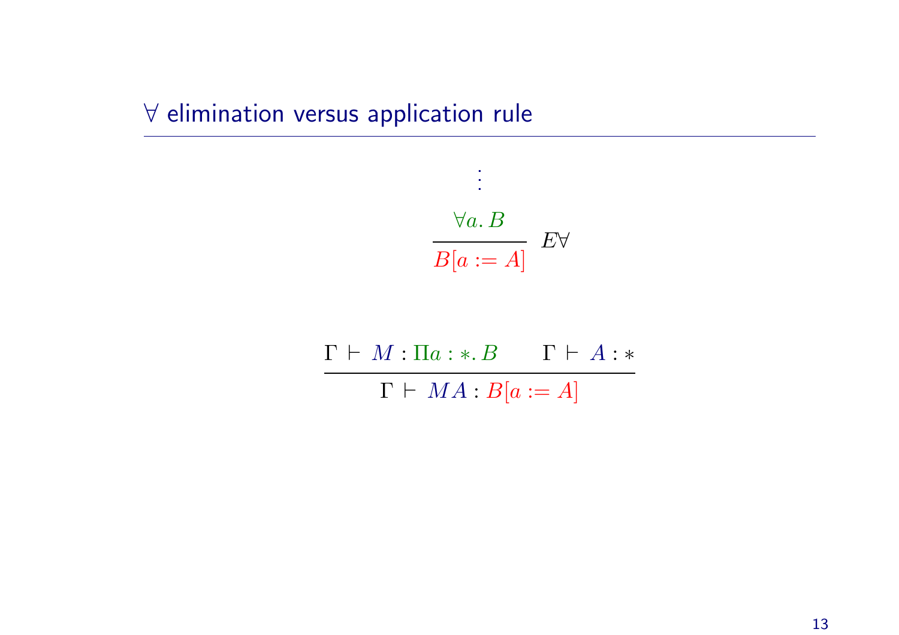# ∀ elimination versus application rule

$$\frac{\begin{array}{c}\vdots \\ \forall a.\, B\end{array}}{B[a := A]}\; E\forall$$

$$\frac{\Gamma \vdash M : \Pi a : *.\, B \qquad \Gamma \vdash A : *}{\Gamma \vdash M A : B[a := A]}$$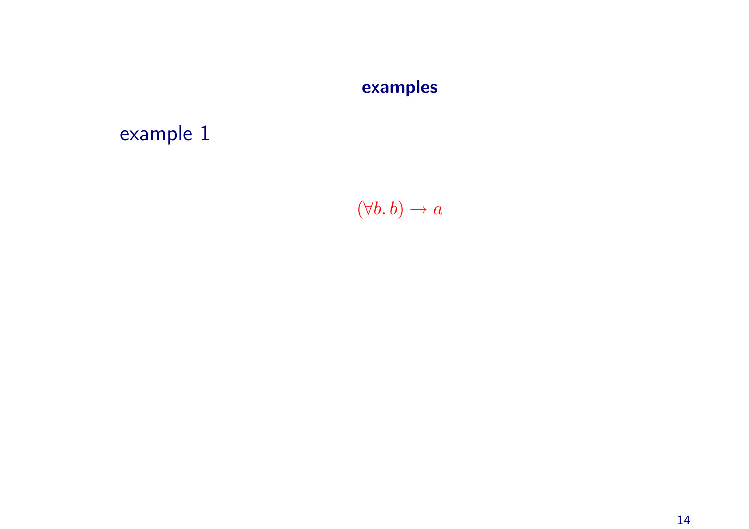# examples

## example 1

$$(\forall b.\, b) \to a$$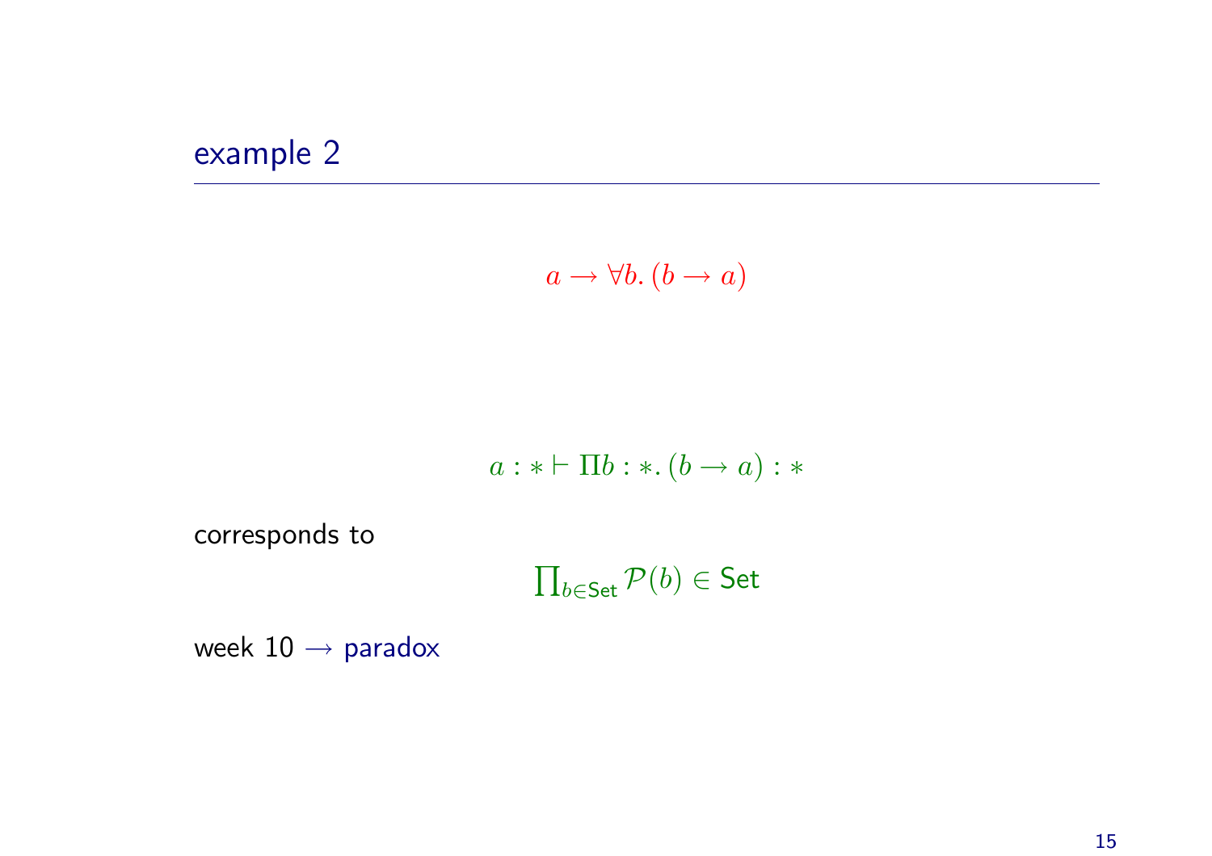## example 2

$$a \to \forall b.\, (b \to a)$$

$$a : * \vdash \Pi b : *.\, (b \to a) : *$$

corresponds to

$$\textstyle\prod_{b \in \mathsf{Set}} \mathcal{P}(b) \in \mathsf{Set}$$

week 10 $\to$ paradox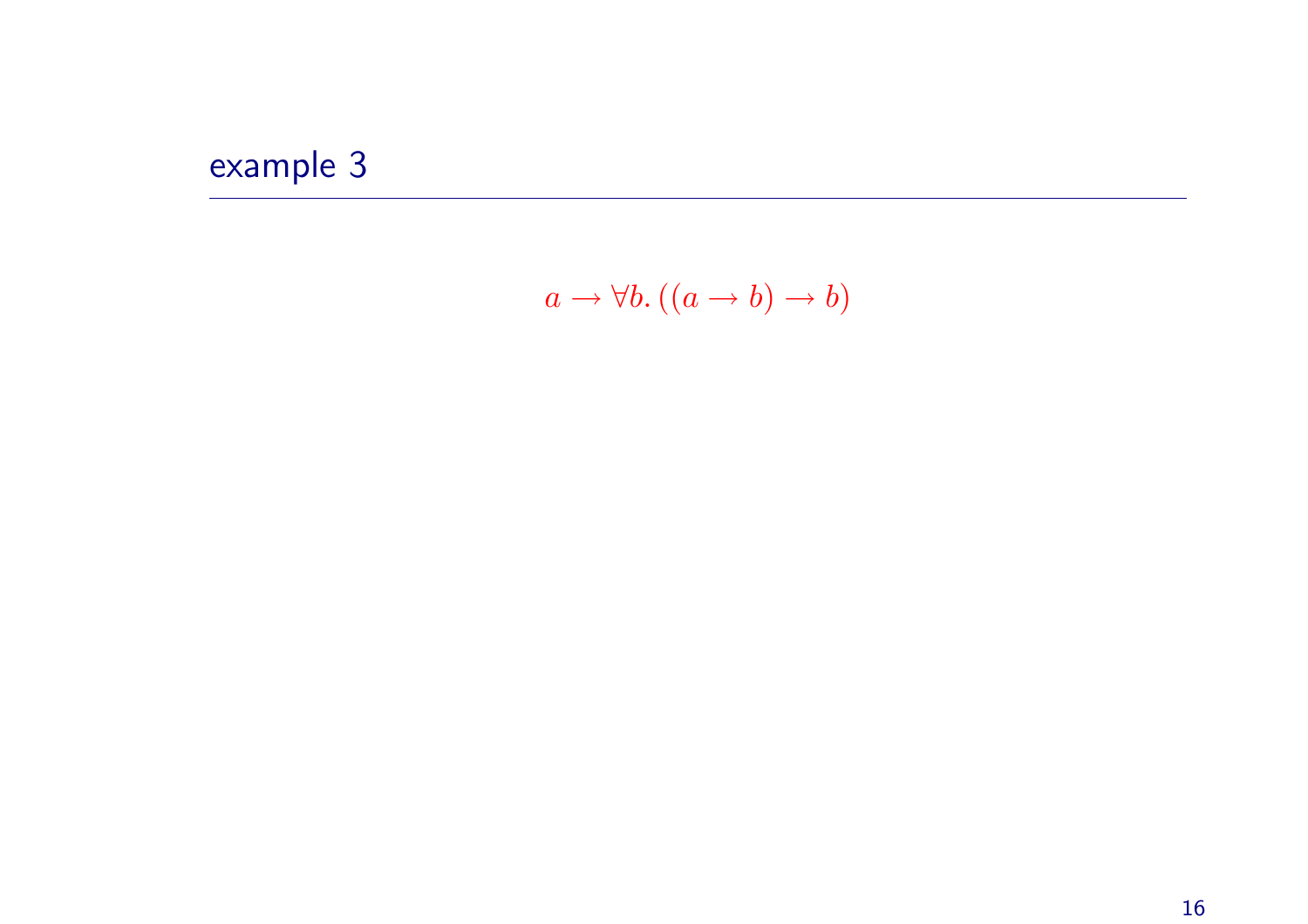## example 3

$$a \to \forall b. \, ((a \to b) \to b)$$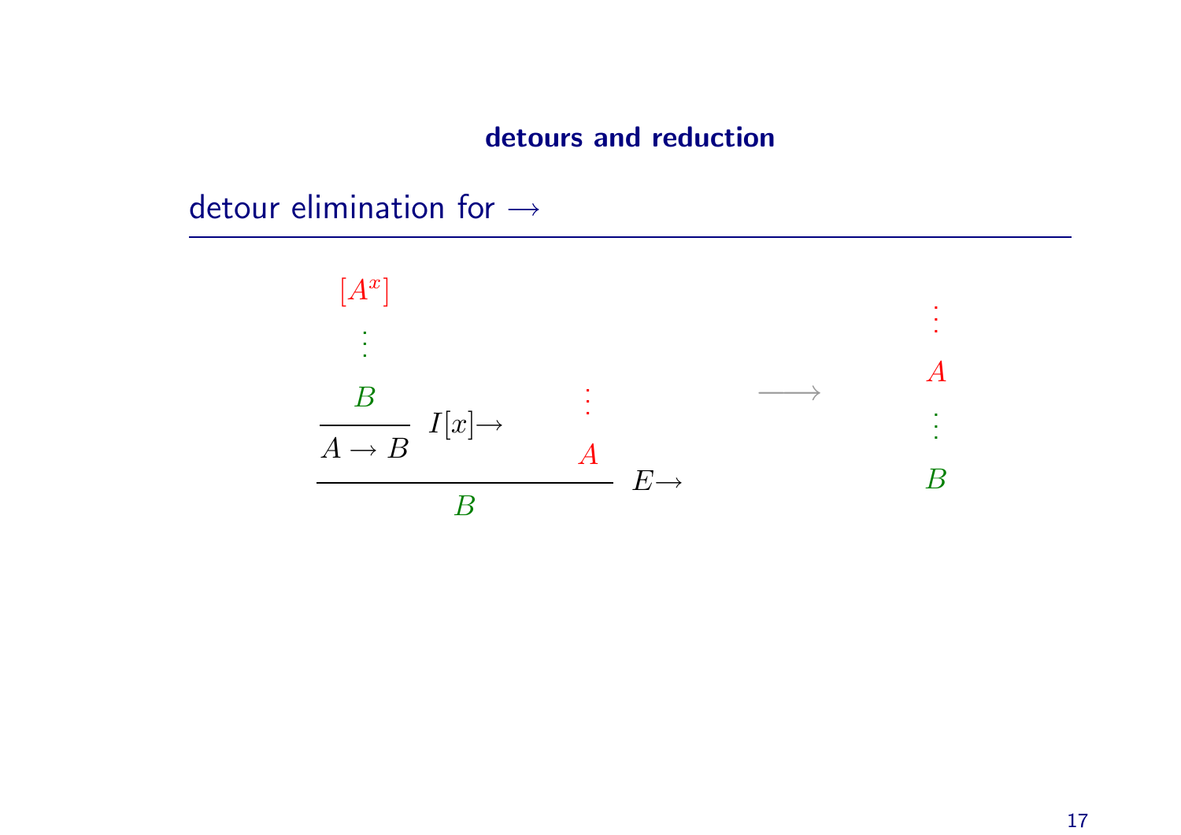## detours and reduction

### detour elimination for $\rightarrow$

$$
\dfrac{\dfrac{\begin{matrix}[A^x] \\ \vdots \\ B\end{matrix}}{A \rightarrow B}\; I[x]{\rightarrow} \qquad \begin{matrix}\vdots \\ A\end{matrix}}{B}\; E{\rightarrow}
\qquad \longrightarrow \qquad
\begin{matrix}\vdots \\ A \\ \vdots \\ B\end{matrix}
$$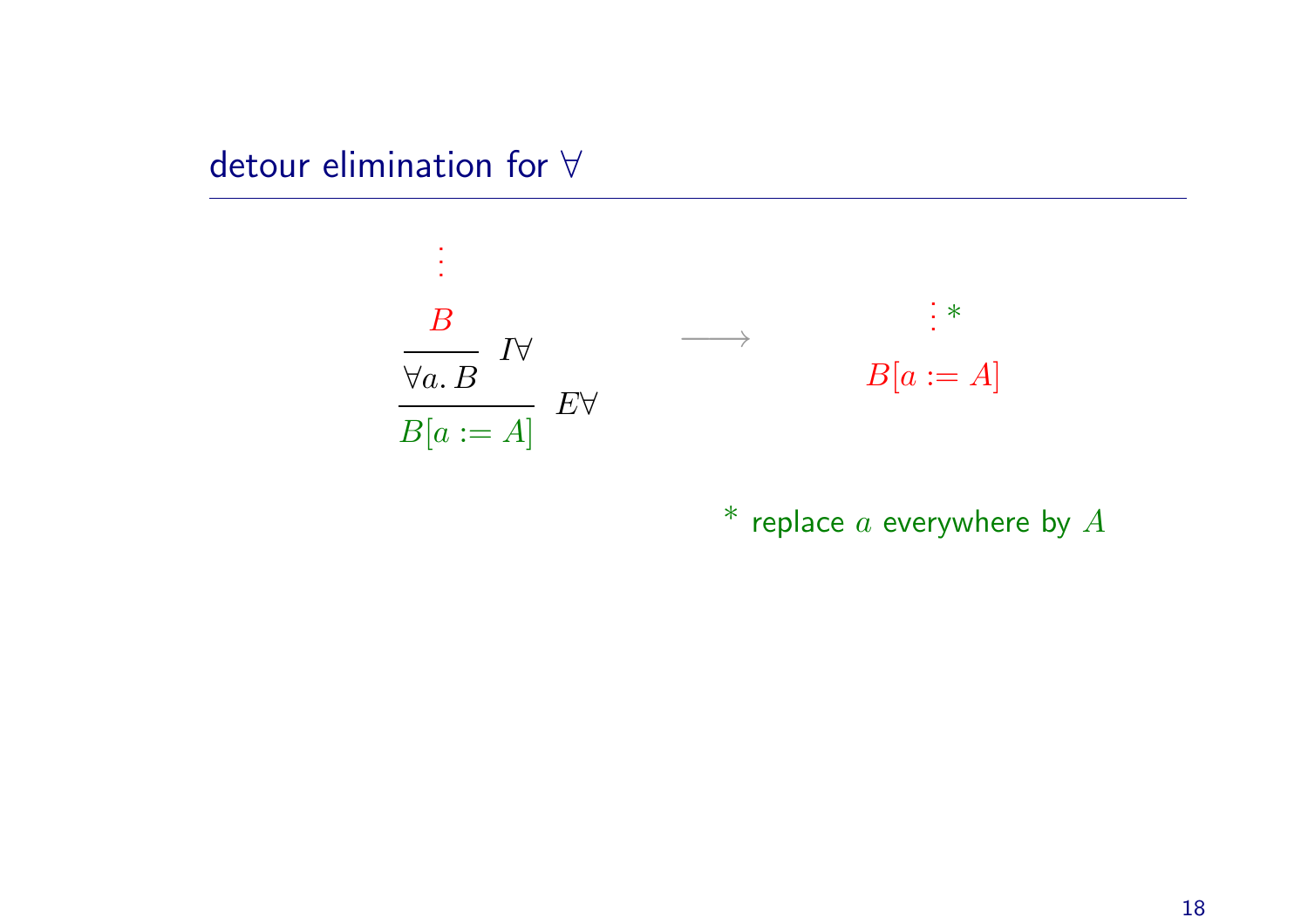## detour elimination for ∀

$$
\dfrac{\dfrac{\begin{array}{c}\vdots \\ B\end{array}}{\forall a.\, B}\ I\forall}{B[a := A]}\ E\forall
\qquad \longrightarrow \qquad
\begin{array}{c}\vdots\, * \\ B[a := A]\end{array}
$$

* replace $a$ everywhere by $A$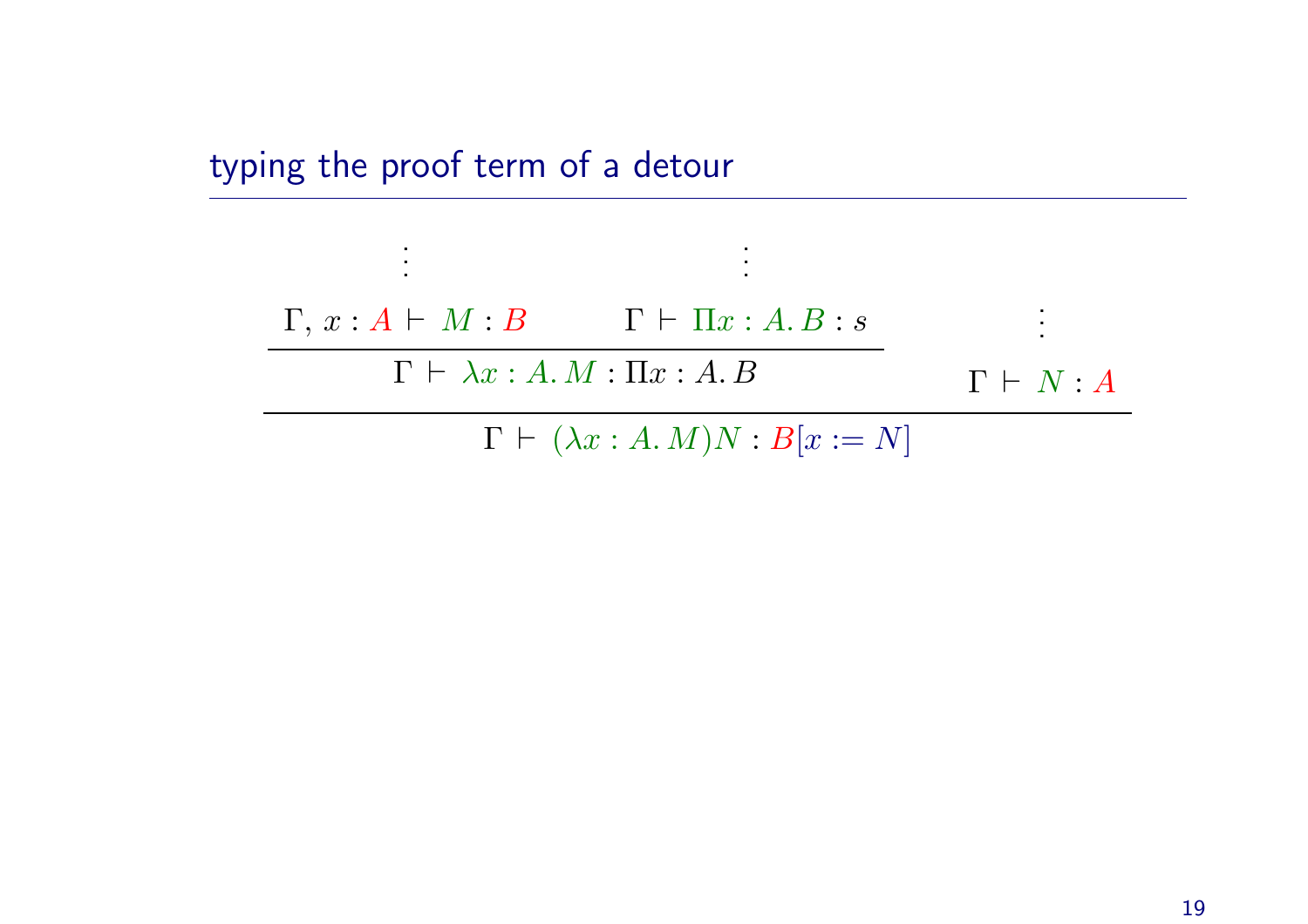## typing the proof term of a detour

$$
\dfrac{\dfrac{\dfrac{\vdots}{\Gamma,\, x : A \vdash M : B} \qquad \dfrac{\vdots}{\Gamma \vdash \Pi x : A.\, B : s}}{\Gamma \vdash \lambda x : A.\, M : \Pi x : A.\, B} \qquad \dfrac{\vdots}{\Gamma \vdash N : A}}{\Gamma \vdash (\lambda x : A.\, M)N : B[x := N]}
$$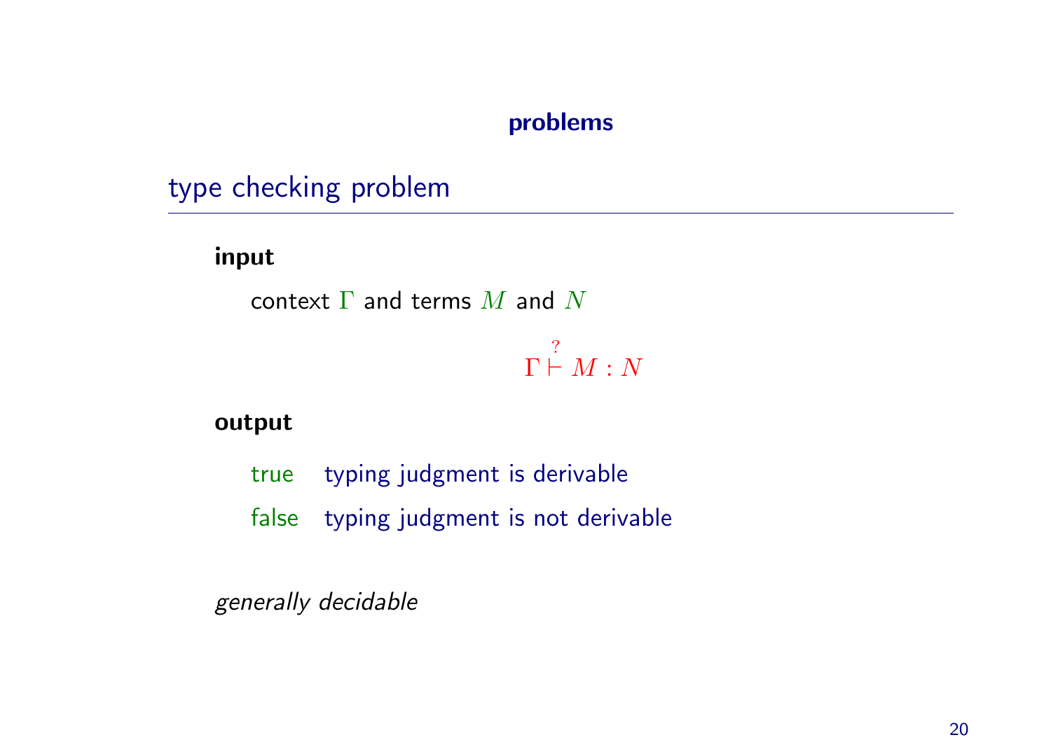## problems

### type checking problem

**input**

context $\Gamma$ and terms $M$ and $N$

$$\Gamma \overset{?}{\vdash} M : N$$

**output**

true typing judgment is derivable

false typing judgment is not derivable

*generally decidable*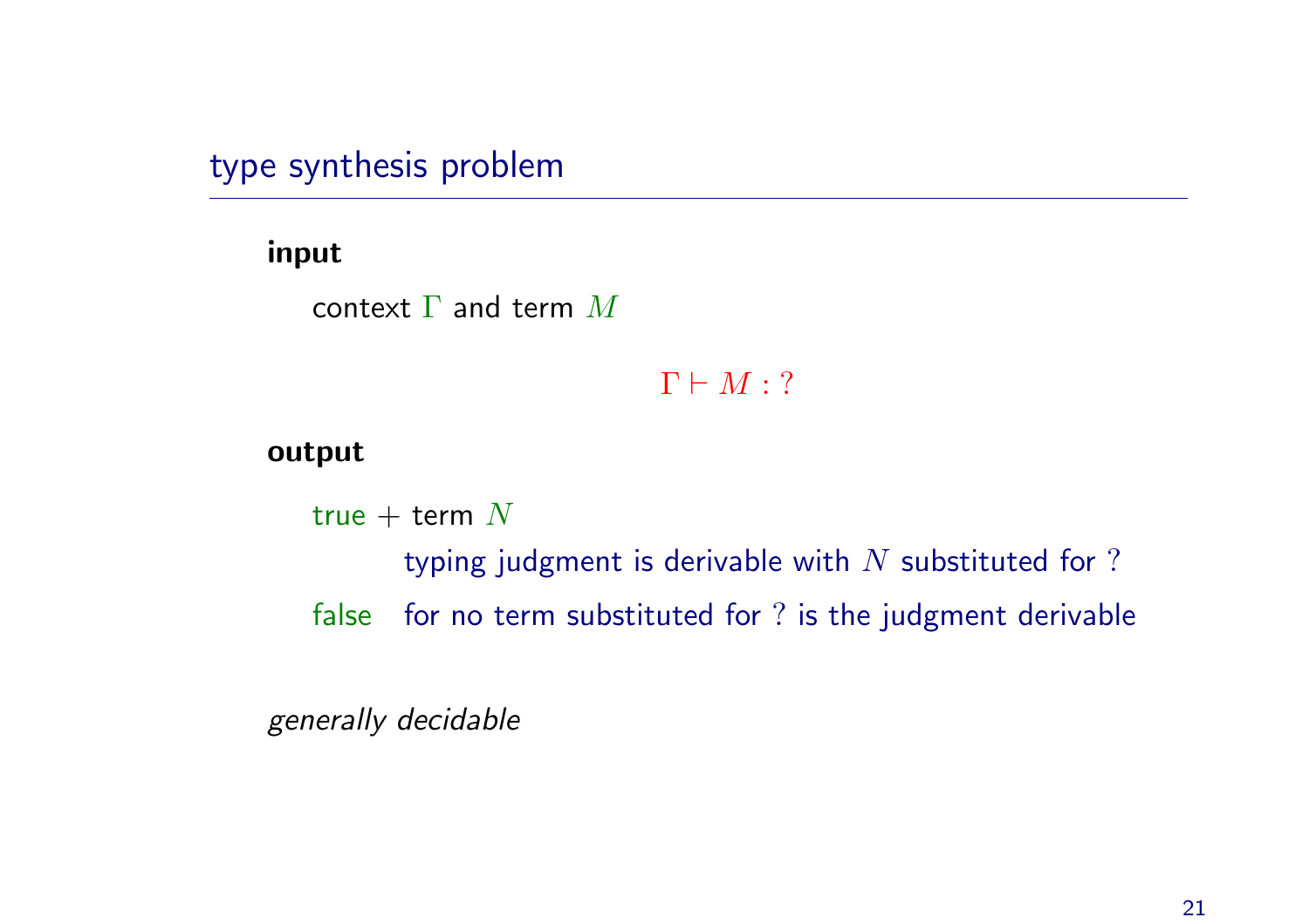## type synthesis problem

**input**

context $\Gamma$ and term $M$

$$\Gamma \vdash M : ?$$

**output**

true + term $N$

typing judgment is derivable with $N$ substituted for $?$

false for no term substituted for $?$ is the judgment derivable

*generally decidable*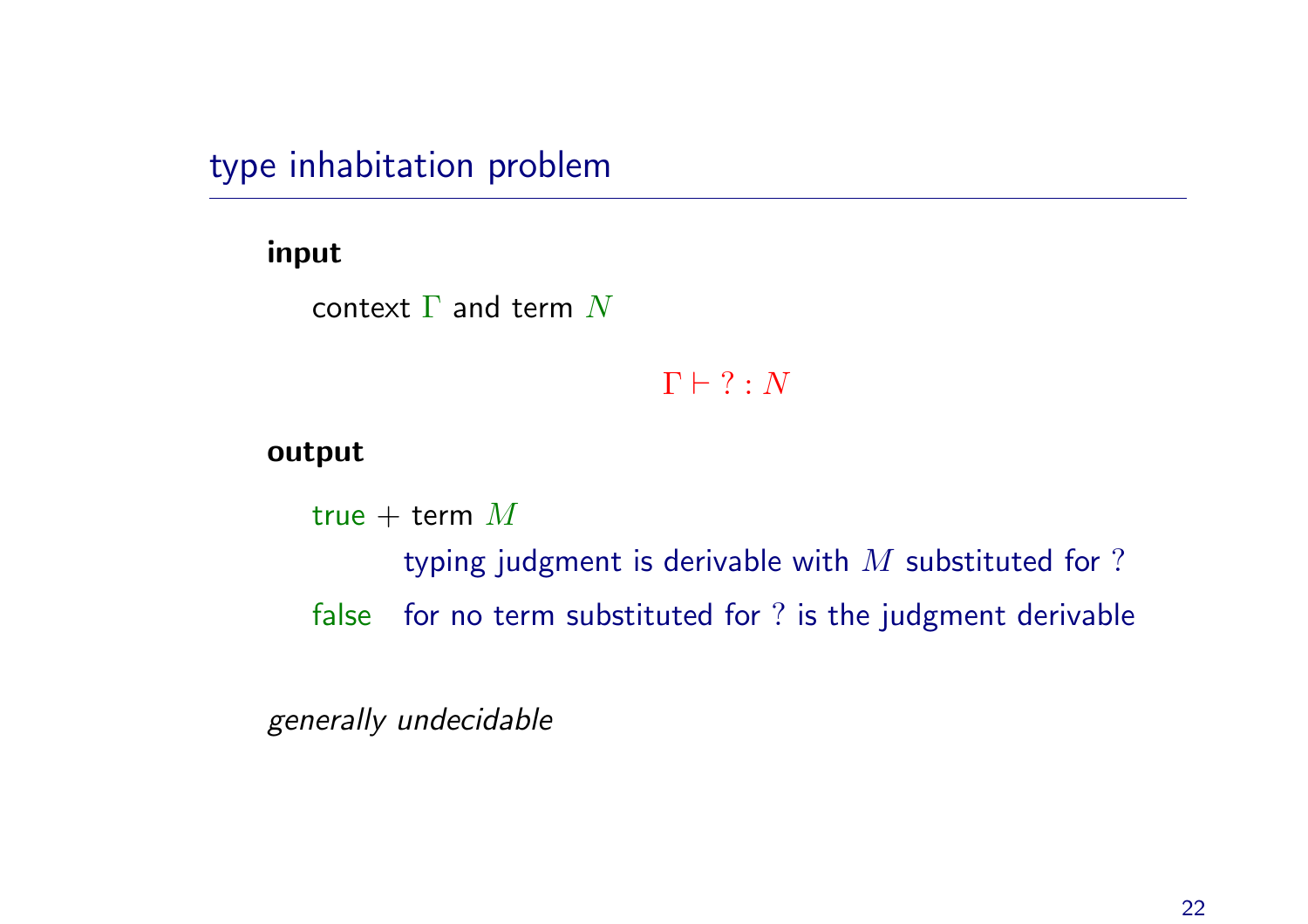## type inhabitation problem

**input**

context $\Gamma$ and term $N$

$$\Gamma \vdash \; ? : N$$

**output**

true + term $M$

typing judgment is derivable with $M$ substituted for $?$

false for no term substituted for $?$ is the judgment derivable

*generally undecidable*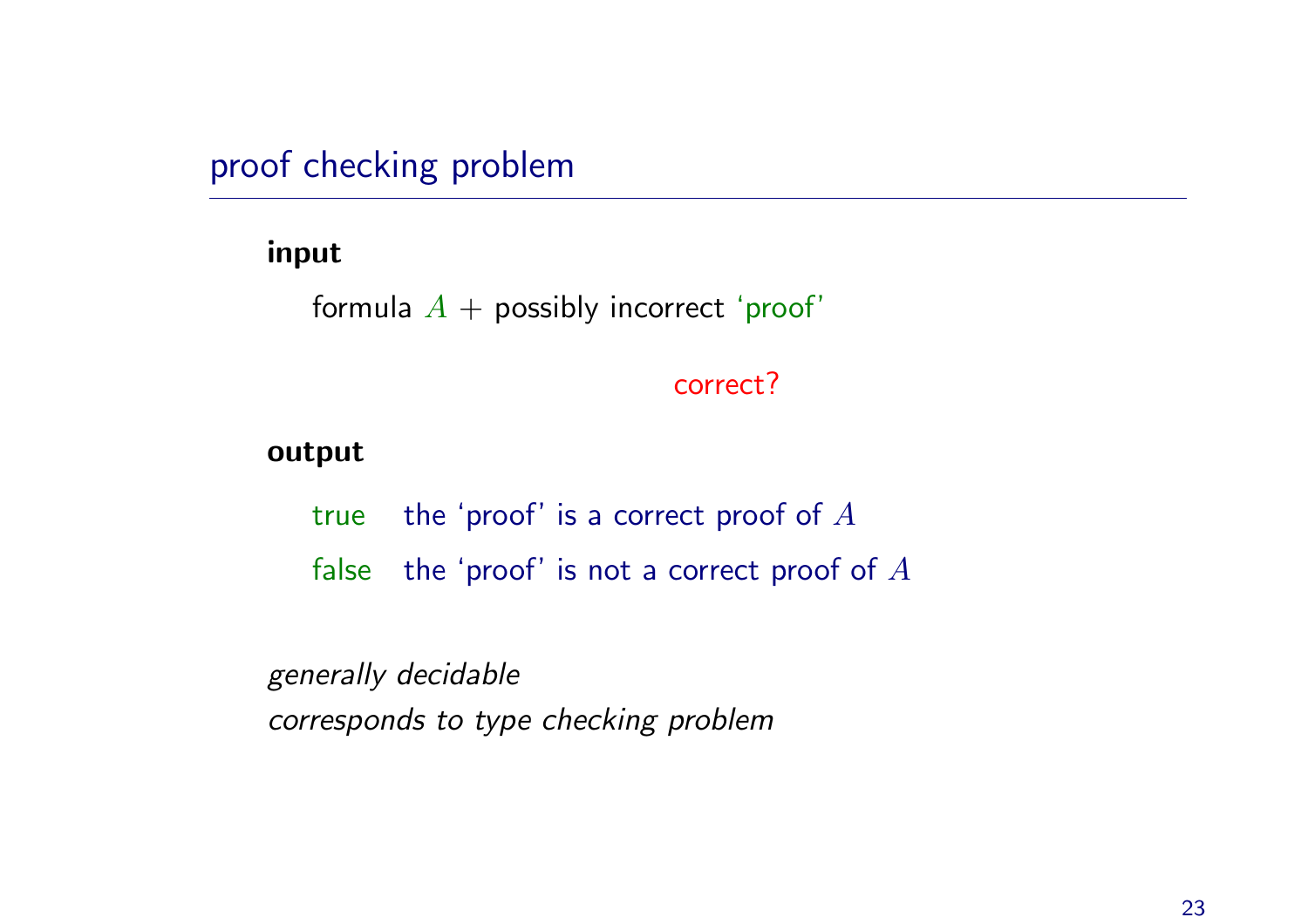## proof checking problem

**input**

formula $A$ + possibly incorrect ‘proof’

correct?

**output**

true the ‘proof’ is a correct proof of $A$

false the ‘proof’ is not a correct proof of $A$

*generally decidable*
*corresponds to type checking problem*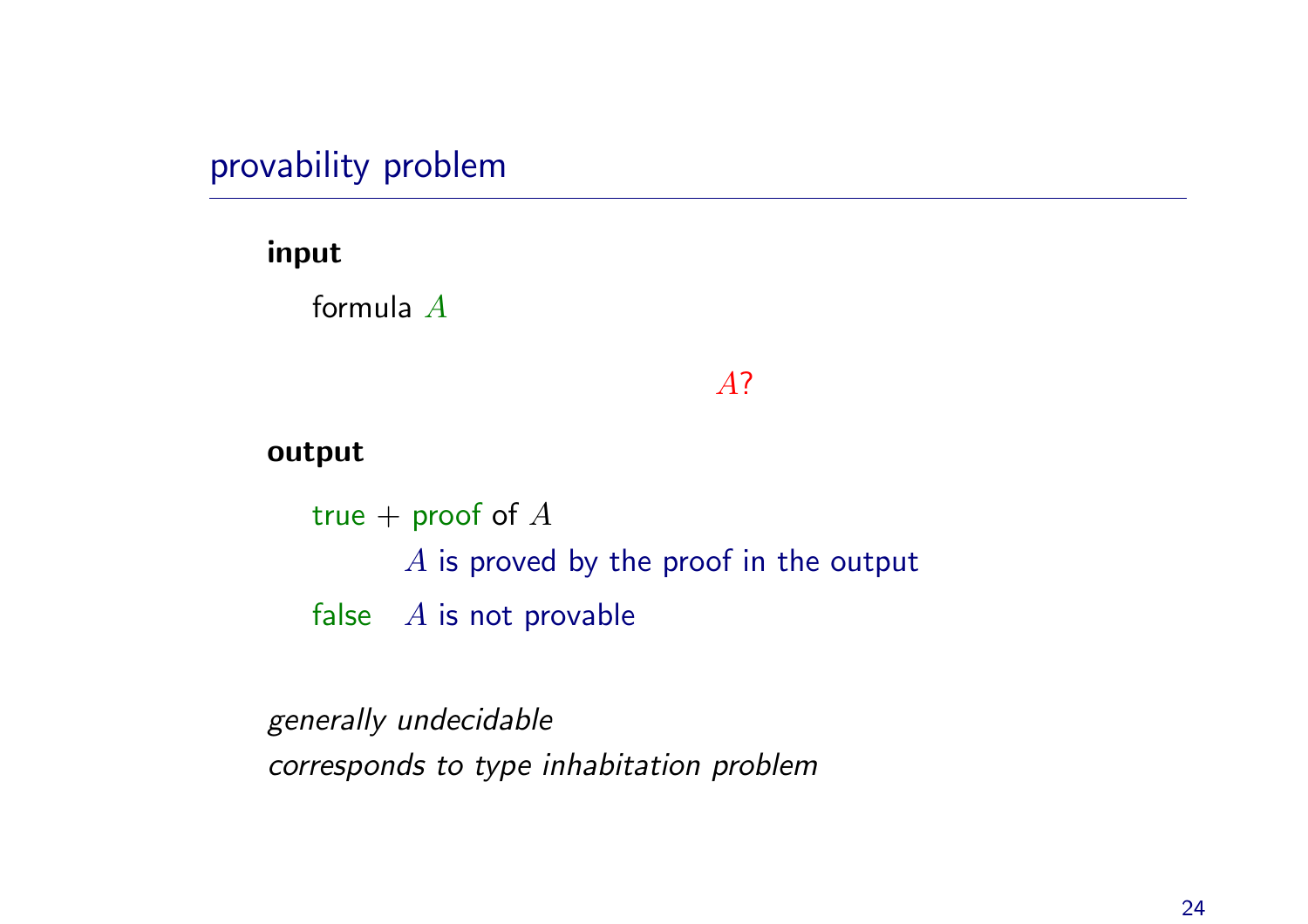## provability problem

**input**

formula $A$

$A$?

**output**

true + proof of $A$

$A$ is proved by the proof in the output

false $A$ is not provable

*generally undecidable*
*corresponds to type inhabitation problem*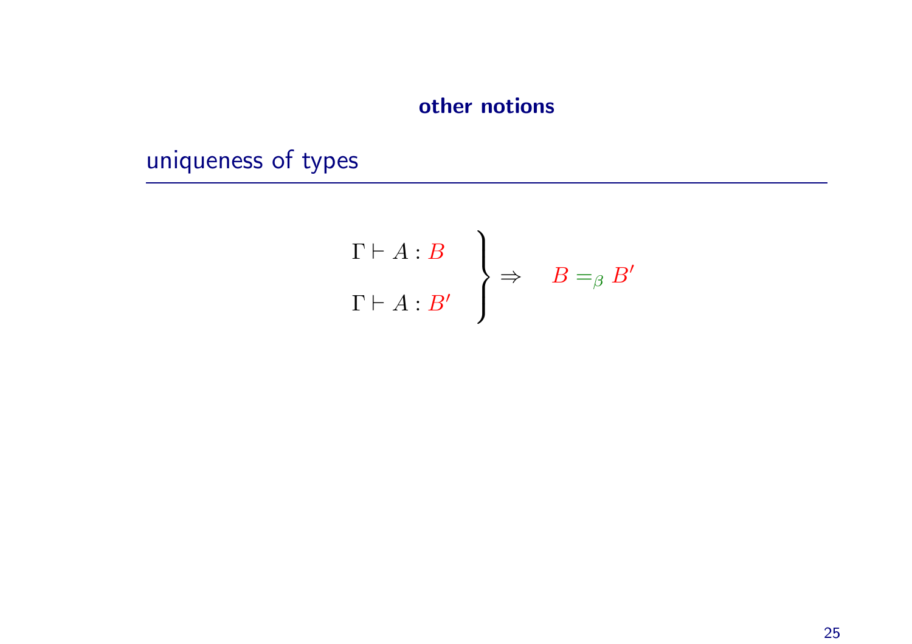## other notions

### uniqueness of types

$$\left.\begin{array}{l} \Gamma \vdash A : B \\ \\ \Gamma \vdash A : B' \end{array}\right\} \Rightarrow \quad B =_{\beta} B'$$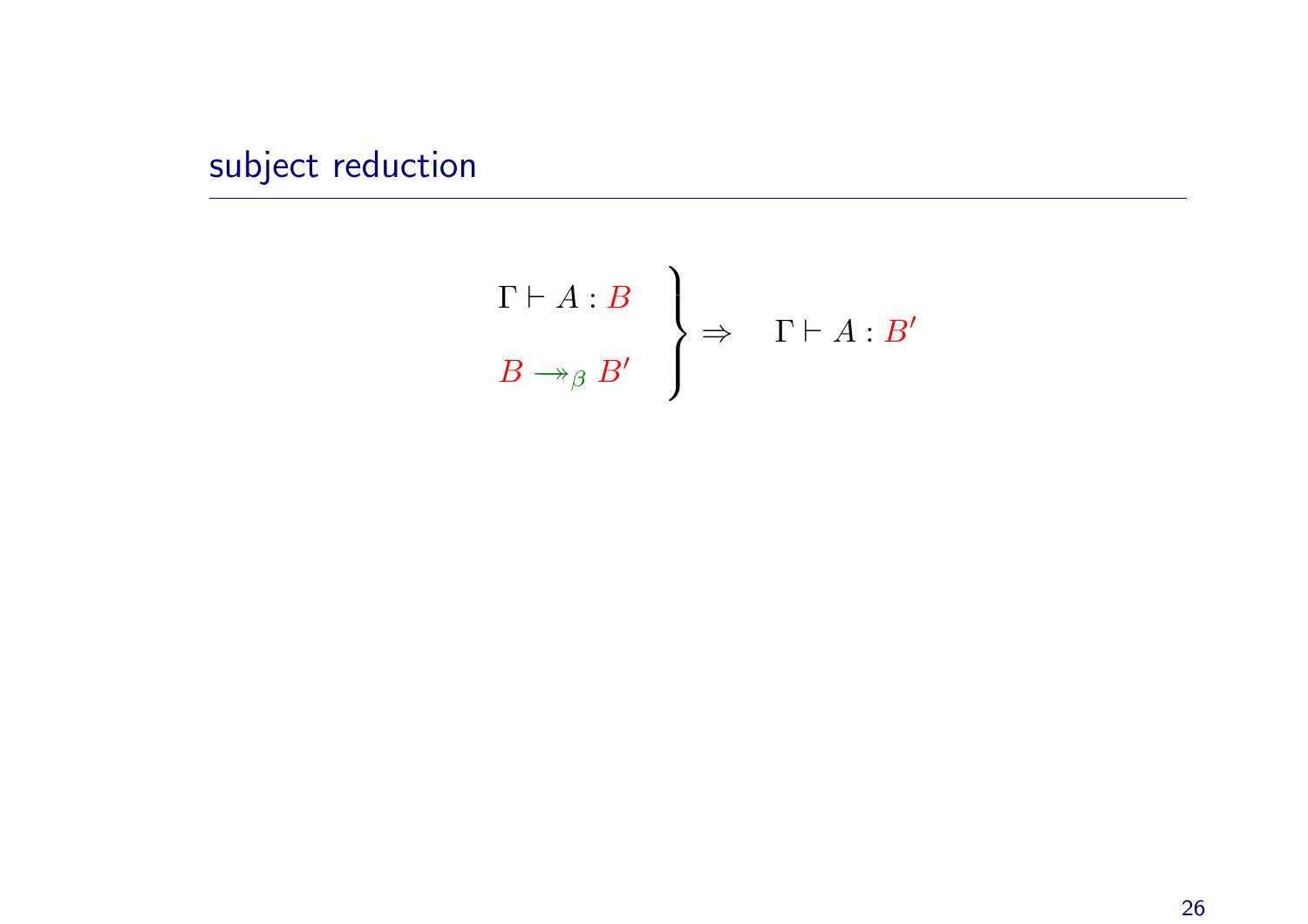# subject reduction

$$\left.\begin{array}{l} \Gamma \vdash A : B \\[1em] B \twoheadrightarrow_\beta B' \end{array}\right\} \Rightarrow \quad \Gamma \vdash A : B'$$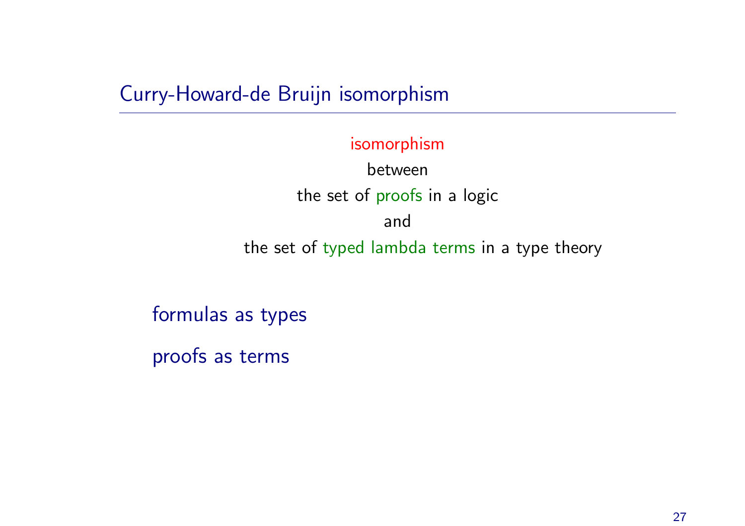## Curry-Howard-de Bruijn isomorphism

isomorphism

between

the set of proofs in a logic

and

the set of typed lambda terms in a type theory

formulas as types

proofs as terms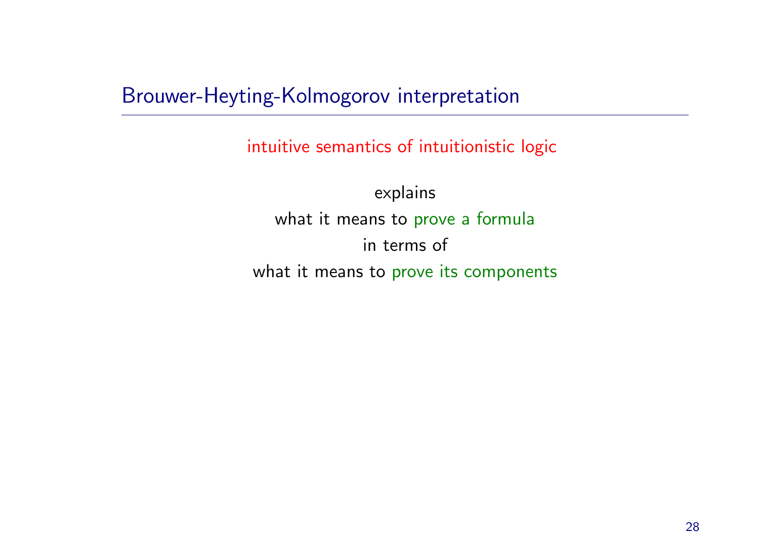# Brouwer-Heyting-Kolmogorov interpretation

intuitive semantics of intuitionistic logic

explains

what it means to prove a formula

in terms of

what it means to prove its components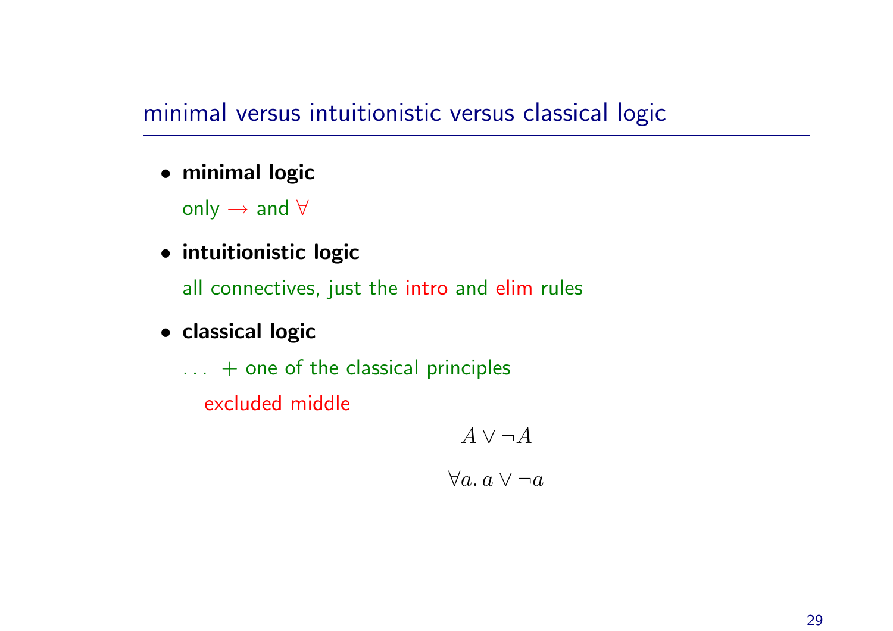## minimal versus intuitionistic versus classical logic

- **minimal logic**

  only $\rightarrow$ and $\forall$

- **intuitionistic logic**

  all connectives, just the intro and elim rules

- **classical logic**

  ... + one of the classical principles

  excluded middle

$$A \vee \neg A$$

$$\forall a.\, a \vee \neg a$$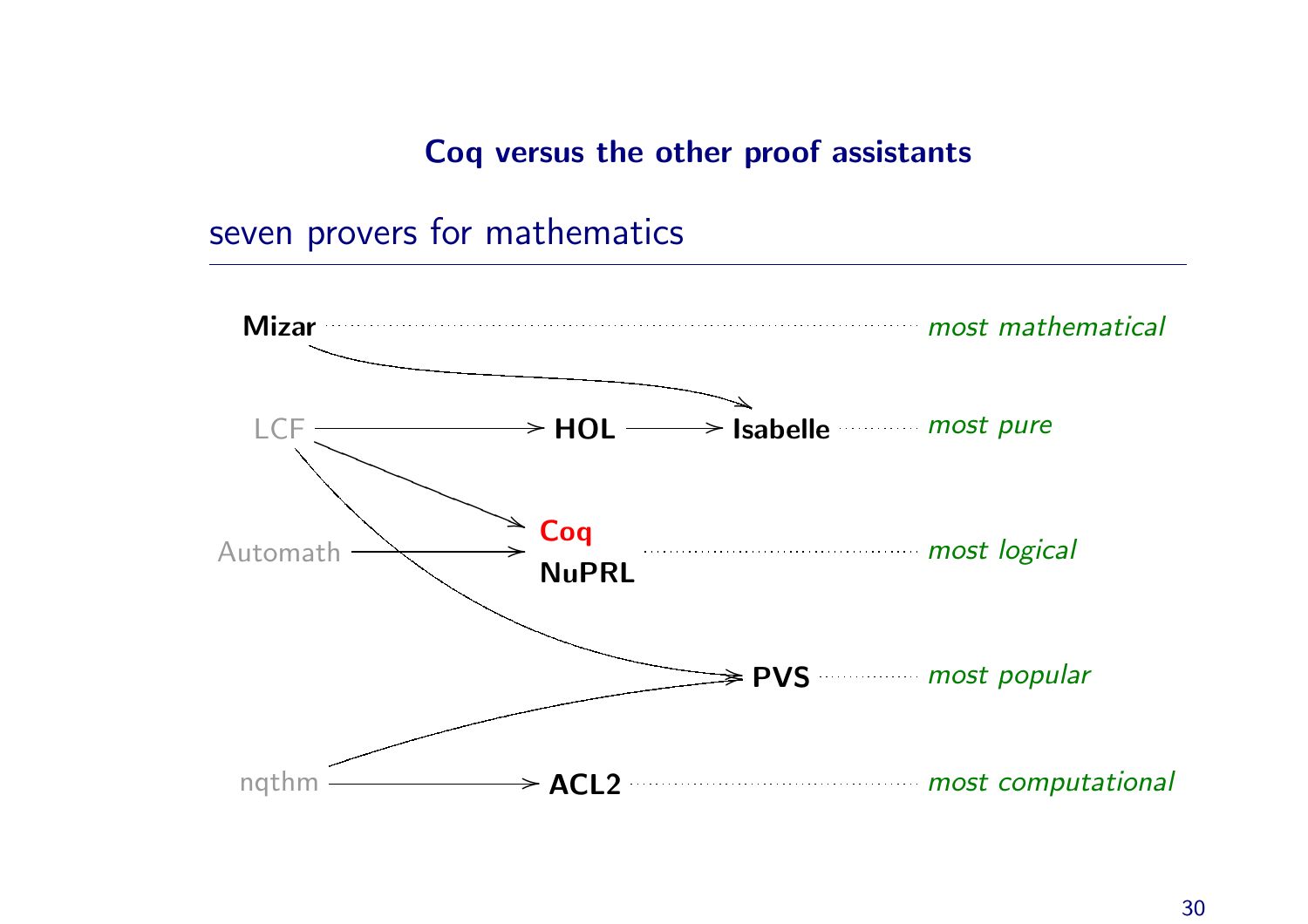## Coq versus the other proof assistants

### seven provers for mathematics

| Prover | Characterization |
| --- | --- |
| **Mizar** | *most mathematical* |
| **Isabelle** | *most pure* |
| **Coq**, **NuPRL** | *most logical* |
| **PVS** | *most popular* |
| **ACL2** | *most computational* |

Lineage:

- Mizar → Isabelle
- LCF → **HOL** → **Isabelle**
- LCF → **Coq**
- Automath → **Coq** / **NuPRL**
- LCF → **PVS**
- nqthm → **PVS**
- nqthm → **ACL2**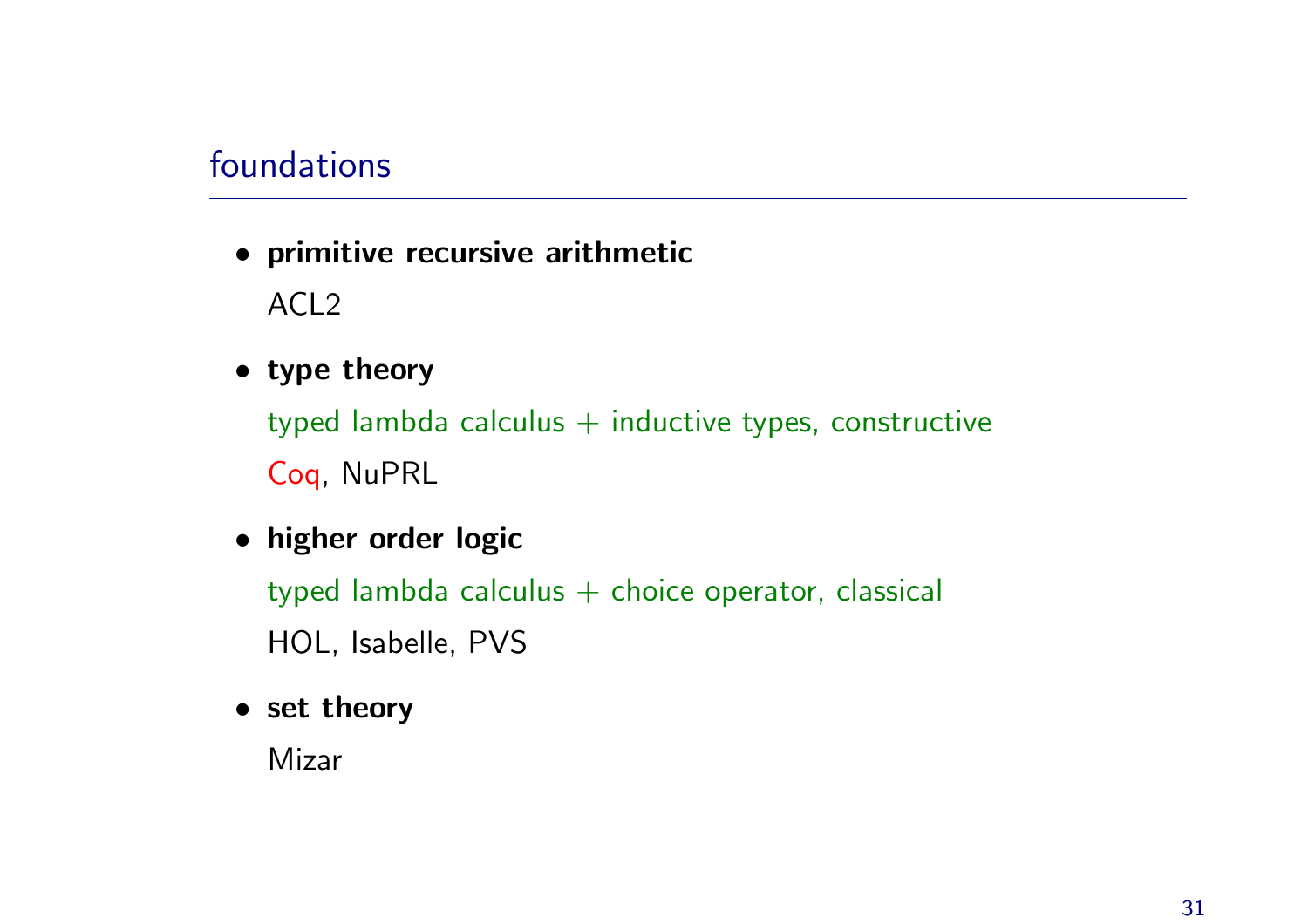## foundations

- **primitive recursive arithmetic**

  ACL2

- **type theory**

  typed lambda calculus + inductive types, constructive

  Coq, NuPRL

- **higher order logic**

  typed lambda calculus + choice operator, classical

  HOL, Isabelle, PVS

- **set theory**

  Mizar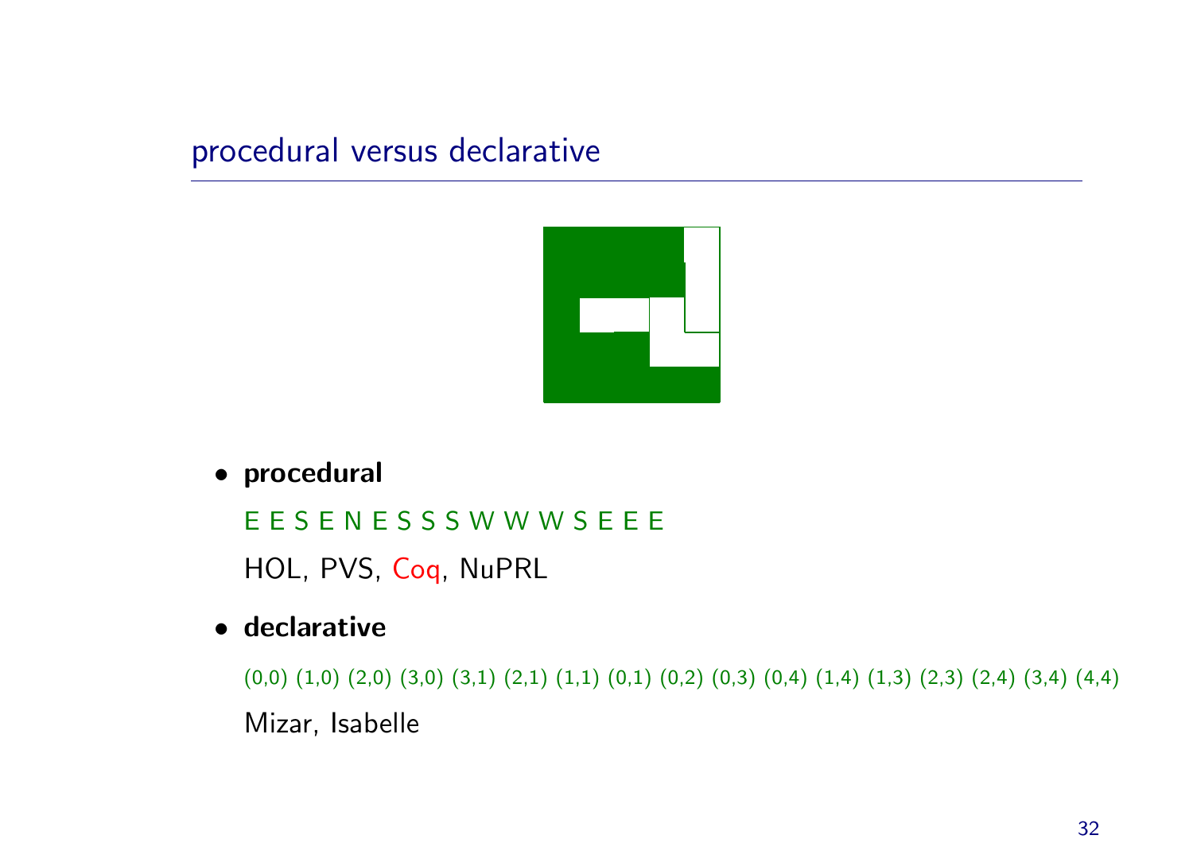## procedural versus declarative

- **procedural**

  E E S E N E S S S W W W S E E E

  HOL, PVS, Coq, NuPRL

- **declarative**

  (0,0) (1,0) (2,0) (3,0) (3,1) (2,1) (1,1) (0,1) (0,2) (0,3) (0,4) (1,4) (1,3) (2,3) (2,4) (3,4) (4,4)

  Mizar, Isabelle